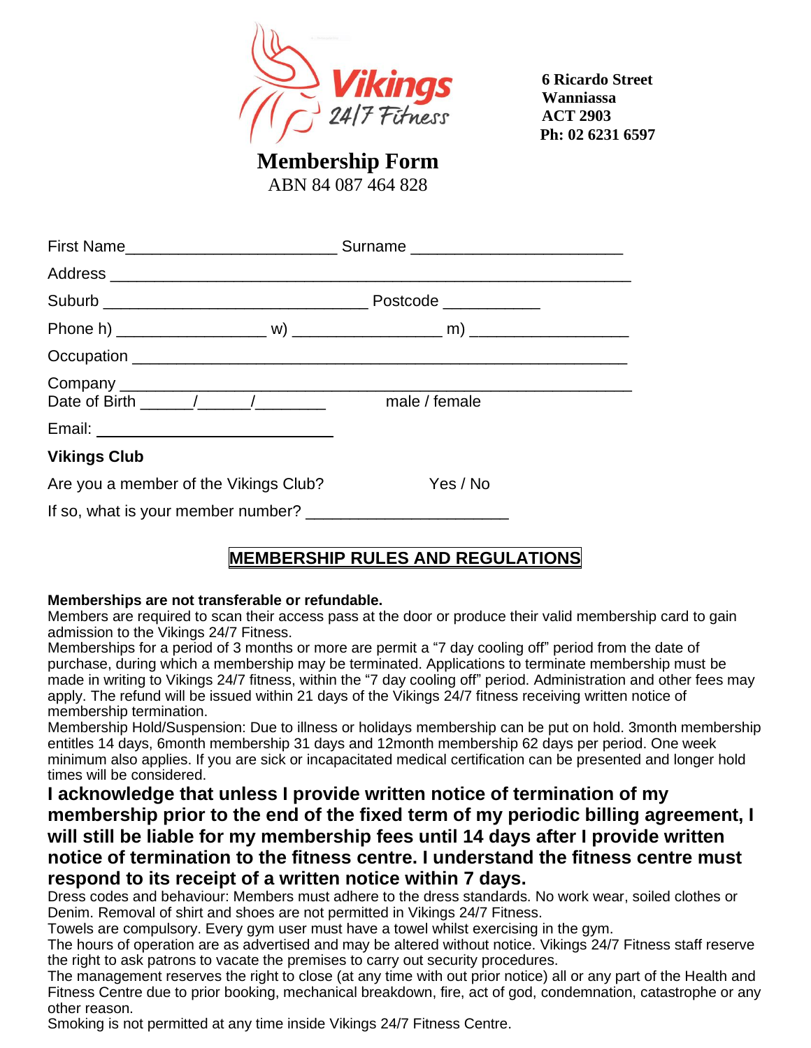Vikings 24/7 Fitness

6 Ricardo Street
Wanniassa
ACT 2903
Ph: 02 6231 6597

# Membership Form

ABN 84 087 464 828

First Name________________________ Surname ________________________

Address ___________________________________________________________

Suburb ______________________________ Postcode ___________

Phone h) _________________ w) _________________ m) __________________

Occupation ________________________________________________________

Company __________________________________________________________

Date of Birth ______/______/________ male / female

Email: ________________________

**Vikings Club**

Are you a member of the Vikings Club? Yes / No

If so, what is your member number? _______________________

## MEMBERSHIP RULES AND REGULATIONS

**Memberships are not transferable or refundable.**

Members are required to scan their access pass at the door or produce their valid membership card to gain admission to the Vikings 24/7 Fitness.

Memberships for a period of 3 months or more are permit a "7 day cooling off" period from the date of purchase, during which a membership may be terminated. Applications to terminate membership must be made in writing to Vikings 24/7 fitness, within the "7 day cooling off" period. Administration and other fees may apply. The refund will be issued within 21 days of the Vikings 24/7 fitness receiving written notice of membership termination.

Membership Hold/Suspension: Due to illness or holidays membership can be put on hold. 3month membership entitles 14 days, 6month membership 31 days and 12month membership 62 days per period. One week minimum also applies. If you are sick or incapacitated medical certification can be presented and longer hold times will be considered.

**I acknowledge that unless I provide written notice of termination of my membership prior to the end of the fixed term of my periodic billing agreement, I will still be liable for my membership fees until 14 days after I provide written notice of termination to the fitness centre. I understand the fitness centre must respond to its receipt of a written notice within 7 days.**

Dress codes and behaviour: Members must adhere to the dress standards. No work wear, soiled clothes or Denim. Removal of shirt and shoes are not permitted in Vikings 24/7 Fitness.

Towels are compulsory. Every gym user must have a towel whilst exercising in the gym.

The hours of operation are as advertised and may be altered without notice. Vikings 24/7 Fitness staff reserve the right to ask patrons to vacate the premises to carry out security procedures.

The management reserves the right to close (at any time with out prior notice) all or any part of the Health and Fitness Centre due to prior booking, mechanical breakdown, fire, act of god, condemnation, catastrophe or any other reason.

Smoking is not permitted at any time inside Vikings 24/7 Fitness Centre.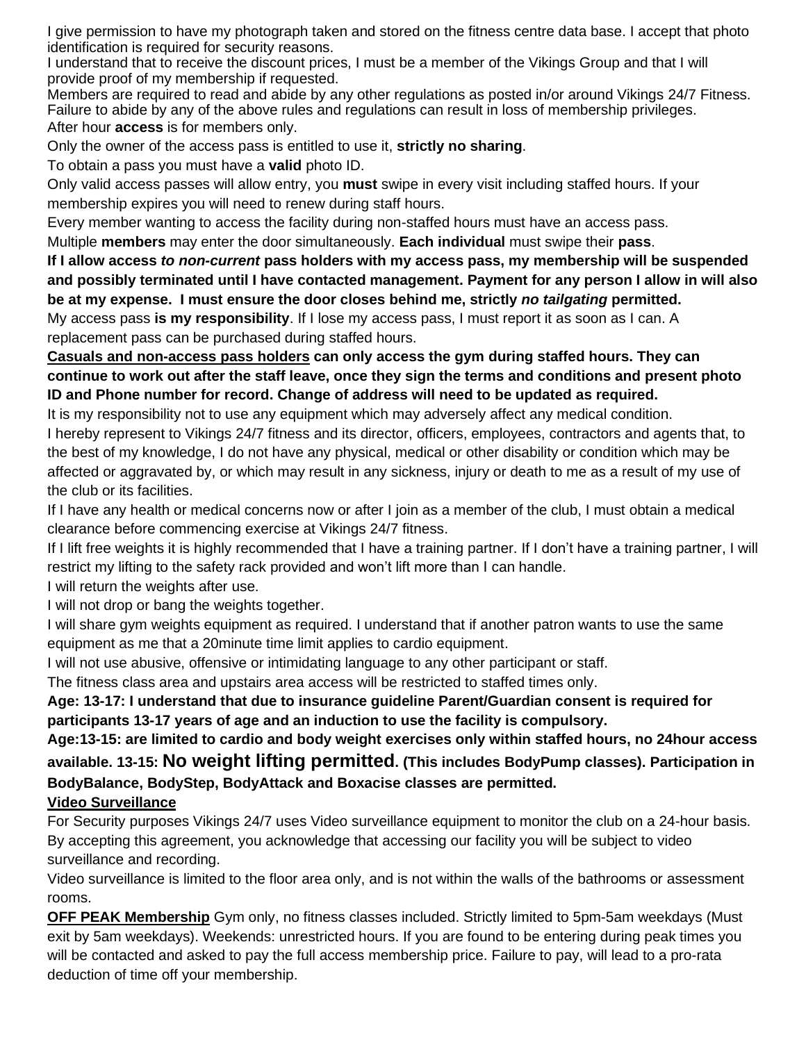I give permission to have my photograph taken and stored on the fitness centre data base. I accept that photo identification is required for security reasons.

I understand that to receive the discount prices, I must be a member of the Vikings Group and that I will provide proof of my membership if requested.

Members are required to read and abide by any other regulations as posted in/or around Vikings 24/7 Fitness. Failure to abide by any of the above rules and regulations can result in loss of membership privileges.

After hour **access** is for members only.

Only the owner of the access pass is entitled to use it, **strictly no sharing**.

To obtain a pass you must have a **valid** photo ID.

Only valid access passes will allow entry, you **must** swipe in every visit including staffed hours. If your membership expires you will need to renew during staff hours.

Every member wanting to access the facility during non-staffed hours must have an access pass.

Multiple **members** may enter the door simultaneously. **Each individual** must swipe their **pass**.

**If I allow access *to non-current* pass holders with my access pass, my membership will be suspended and possibly terminated until I have contacted management. Payment for any person I allow in will also be at my expense. I must ensure the door closes behind me, strictly *no tailgating* permitted.**

My access pass **is my responsibility**. If I lose my access pass, I must report it as soon as I can. A replacement pass can be purchased during staffed hours.

**<u>Casuals and non-access pass holders</u> can only access the gym during staffed hours. They can continue to work out after the staff leave, once they sign the terms and conditions and present photo ID and Phone number for record. Change of address will need to be updated as required.**

It is my responsibility not to use any equipment which may adversely affect any medical condition.

I hereby represent to Vikings 24/7 fitness and its director, officers, employees, contractors and agents that, to the best of my knowledge, I do not have any physical, medical or other disability or condition which may be affected or aggravated by, or which may result in any sickness, injury or death to me as a result of my use of the club or its facilities.

If I have any health or medical concerns now or after I join as a member of the club, I must obtain a medical clearance before commencing exercise at Vikings 24/7 fitness.

If I lift free weights it is highly recommended that I have a training partner. If I don't have a training partner, I will restrict my lifting to the safety rack provided and won't lift more than I can handle.

I will return the weights after use.

I will not drop or bang the weights together.

I will share gym weights equipment as required. I understand that if another patron wants to use the same equipment as me that a 20minute time limit applies to cardio equipment.

I will not use abusive, offensive or intimidating language to any other participant or staff.

The fitness class area and upstairs area access will be restricted to staffed times only.

**Age: 13-17: I understand that due to insurance guideline Parent/Guardian consent is required for participants 13-17 years of age and an induction to use the facility is compulsory.**

**Age:13-15: are limited to cardio and body weight exercises only within staffed hours, no 24hour access available. 13-15: No weight lifting permitted. (This includes BodyPump classes). Participation in BodyBalance, BodyStep, BodyAttack and Boxacise classes are permitted.**

**<u>Video Surveillance</u>**

For Security purposes Vikings 24/7 uses Video surveillance equipment to monitor the club on a 24-hour basis. By accepting this agreement, you acknowledge that accessing our facility you will be subject to video surveillance and recording.

Video surveillance is limited to the floor area only, and is not within the walls of the bathrooms or assessment rooms.

**<u>OFF PEAK Membership</u>** Gym only, no fitness classes included. Strictly limited to 5pm-5am weekdays (Must exit by 5am weekdays). Weekends: unrestricted hours. If you are found to be entering during peak times you will be contacted and asked to pay the full access membership price. Failure to pay, will lead to a pro-rata deduction of time off your membership.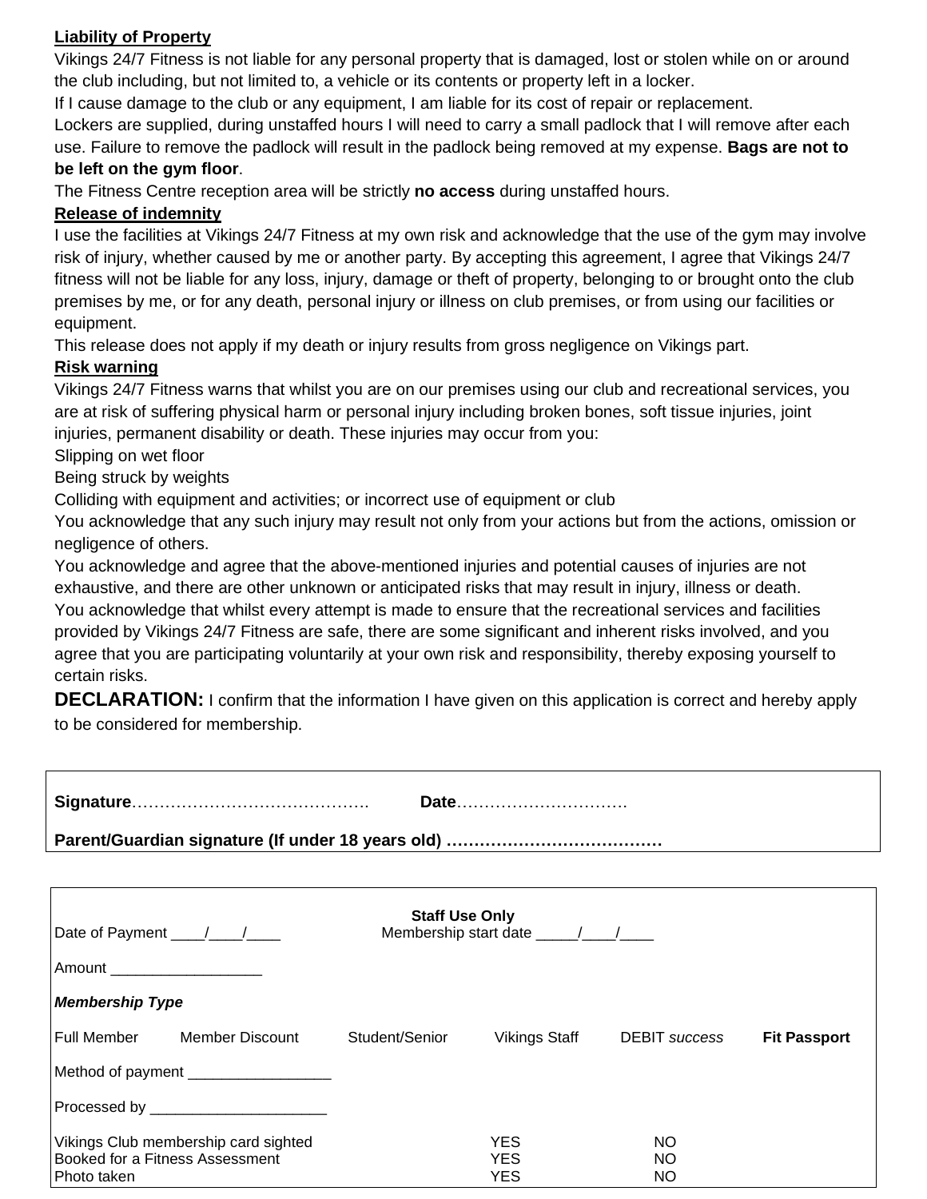**Liability of Property**

Vikings 24/7 Fitness is not liable for any personal property that is damaged, lost or stolen while on or around the club including, but not limited to, a vehicle or its contents or property left in a locker.

If I cause damage to the club or any equipment, I am liable for its cost of repair or replacement.

Lockers are supplied, during unstaffed hours I will need to carry a small padlock that I will remove after each use. Failure to remove the padlock will result in the padlock being removed at my expense. **Bags are not to be left on the gym floor**.

The Fitness Centre reception area will be strictly **no access** during unstaffed hours.

**Release of indemnity**

I use the facilities at Vikings 24/7 Fitness at my own risk and acknowledge that the use of the gym may involve risk of injury, whether caused by me or another party. By accepting this agreement, I agree that Vikings 24/7 fitness will not be liable for any loss, injury, damage or theft of property, belonging to or brought onto the club premises by me, or for any death, personal injury or illness on club premises, or from using our facilities or equipment.

This release does not apply if my death or injury results from gross negligence on Vikings part.

**Risk warning**

Vikings 24/7 Fitness warns that whilst you are on our premises using our club and recreational services, you are at risk of suffering physical harm or personal injury including broken bones, soft tissue injuries, joint injuries, permanent disability or death. These injuries may occur from you:

Slipping on wet floor

Being struck by weights

Colliding with equipment and activities; or incorrect use of equipment or club

You acknowledge that any such injury may result not only from your actions but from the actions, omission or negligence of others.

You acknowledge and agree that the above-mentioned injuries and potential causes of injuries are not exhaustive, and there are other unknown or anticipated risks that may result in injury, illness or death.

You acknowledge that whilst every attempt is made to ensure that the recreational services and facilities provided by Vikings 24/7 Fitness are safe, there are some significant and inherent risks involved, and you agree that you are participating voluntarily at your own risk and responsibility, thereby exposing yourself to certain risks.

**DECLARATION:** I confirm that the information I have given on this application is correct and hereby apply to be considered for membership.

**Signature**……………………………………. **Date**………………………….

**Parent/Guardian signature (If under 18 years old)** …………………………………

**Staff Use Only**

Date of Payment ____/____/____ Membership start date _____/____/____

Amount __________________

***Membership Type***

| Full Member | Member Discount | Student/Senior | Vikings Staff | DEBIT *success* | **Fit Passport** |
|---|---|---|---|---|---|

Method of payment _________________

Processed by _____________________

| | | |
|---|---|---|
| Vikings Club membership card sighted | YES | NO |
| Booked for a Fitness Assessment | YES | NO |
| Photo taken | YES | NO |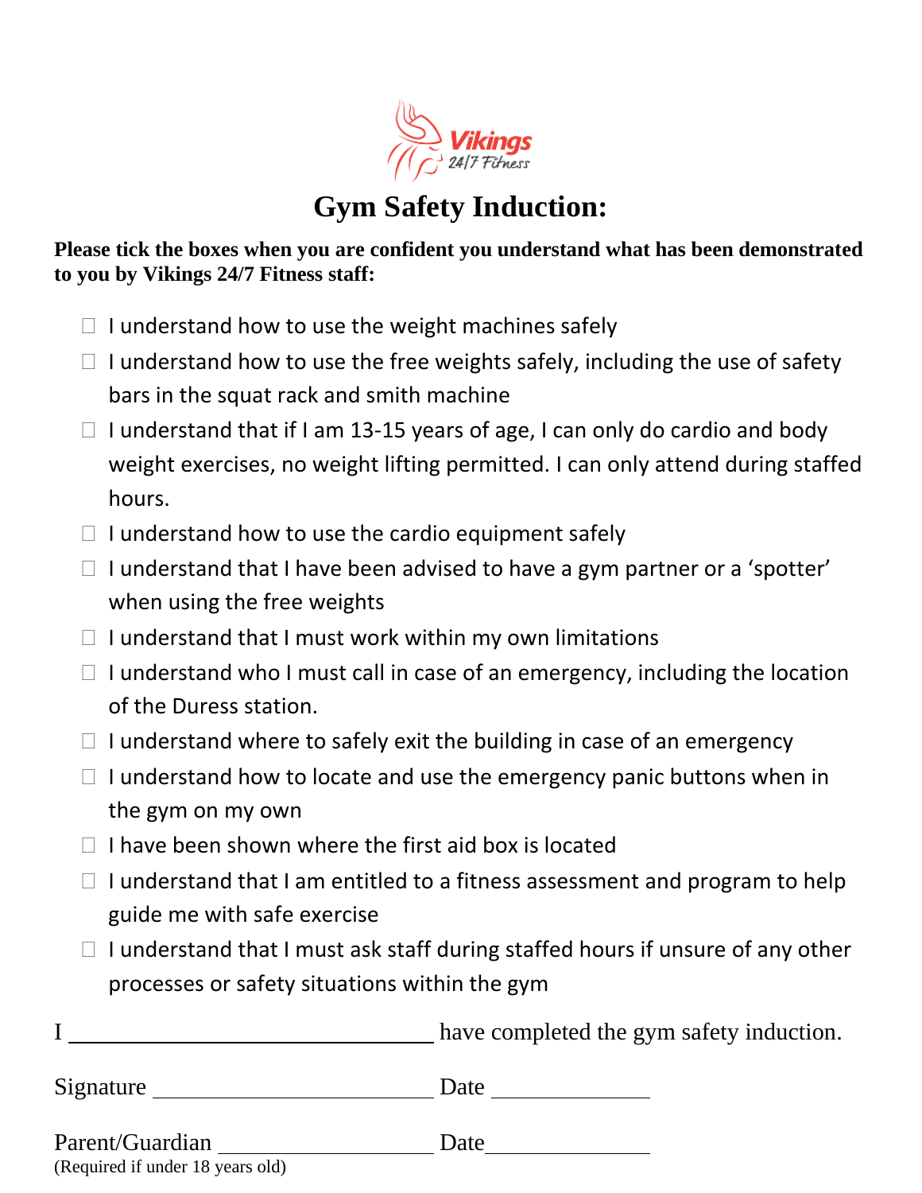# Gym Safety Induction:

**Please tick the boxes when you are confident you understand what has been demonstrated to you by Vikings 24/7 Fitness staff:**

- ☐ I understand how to use the weight machines safely
- ☐ I understand how to use the free weights safely, including the use of safety bars in the squat rack and smith machine
- ☐ I understand that if I am 13-15 years of age, I can only do cardio and body weight exercises, no weight lifting permitted. I can only attend during staffed hours.
- ☐ I understand how to use the cardio equipment safely
- ☐ I understand that I have been advised to have a gym partner or a 'spotter' when using the free weights
- ☐ I understand that I must work within my own limitations
- ☐ I understand who I must call in case of an emergency, including the location of the Duress station.
- ☐ I understand where to safely exit the building in case of an emergency
- ☐ I understand how to locate and use the emergency panic buttons when in the gym on my own
- ☐ I have been shown where the first aid box is located
- ☐ I understand that I am entitled to a fitness assessment and program to help guide me with safe exercise
- ☐ I understand that I must ask staff during staffed hours if unsure of any other processes or safety situations within the gym

I ______________________________ have completed the gym safety induction.

Signature ______________________________ Date ______________

Parent/Guardian ______________________ Date ______________
(Required if under 18 years old)